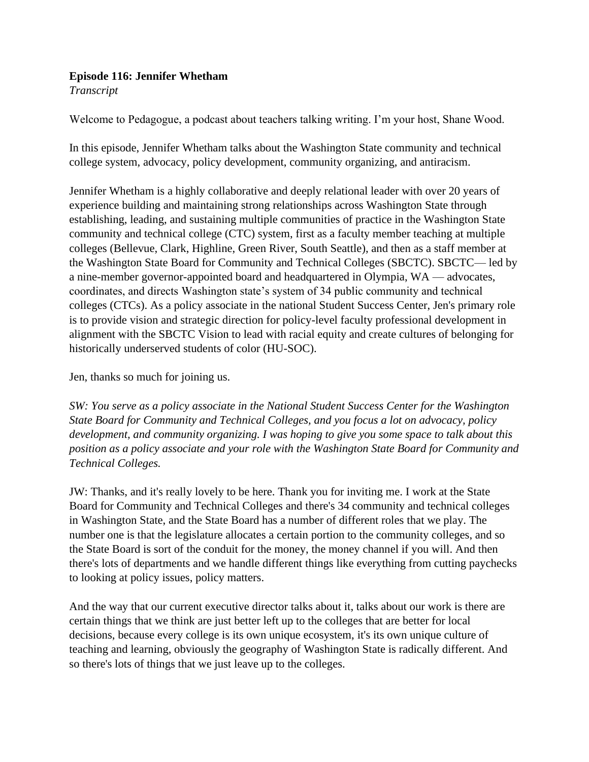**Episode 116: Jennifer Whetham**
*Transcript*

Welcome to Pedagogue, a podcast about teachers talking writing. I'm your host, Shane Wood.

In this episode, Jennifer Whetham talks about the Washington State community and technical college system, advocacy, policy development, community organizing, and antiracism.

Jennifer Whetham is a highly collaborative and deeply relational leader with over 20 years of experience building and maintaining strong relationships across Washington State through establishing, leading, and sustaining multiple communities of practice in the Washington State community and technical college (CTC) system, first as a faculty member teaching at multiple colleges (Bellevue, Clark, Highline, Green River, South Seattle), and then as a staff member at the Washington State Board for Community and Technical Colleges (SBCTC). SBCTC— led by a nine-member governor-appointed board and headquartered in Olympia, WA — advocates, coordinates, and directs Washington state's system of 34 public community and technical colleges (CTCs). As a policy associate in the national Student Success Center, Jen's primary role is to provide vision and strategic direction for policy-level faculty professional development in alignment with the SBCTC Vision to lead with racial equity and create cultures of belonging for historically underserved students of color (HU-SOC).

Jen, thanks so much for joining us.

*SW: You serve as a policy associate in the National Student Success Center for the Washington State Board for Community and Technical Colleges, and you focus a lot on advocacy, policy development, and community organizing. I was hoping to give you some space to talk about this position as a policy associate and your role with the Washington State Board for Community and Technical Colleges.*

JW: Thanks, and it's really lovely to be here. Thank you for inviting me. I work at the State Board for Community and Technical Colleges and there's 34 community and technical colleges in Washington State, and the State Board has a number of different roles that we play. The number one is that the legislature allocates a certain portion to the community colleges, and so the State Board is sort of the conduit for the money, the money channel if you will. And then there's lots of departments and we handle different things like everything from cutting paychecks to looking at policy issues, policy matters.

And the way that our current executive director talks about it, talks about our work is there are certain things that we think are just better left up to the colleges that are better for local decisions, because every college is its own unique ecosystem, it's its own unique culture of teaching and learning, obviously the geography of Washington State is radically different. And so there's lots of things that we just leave up to the colleges.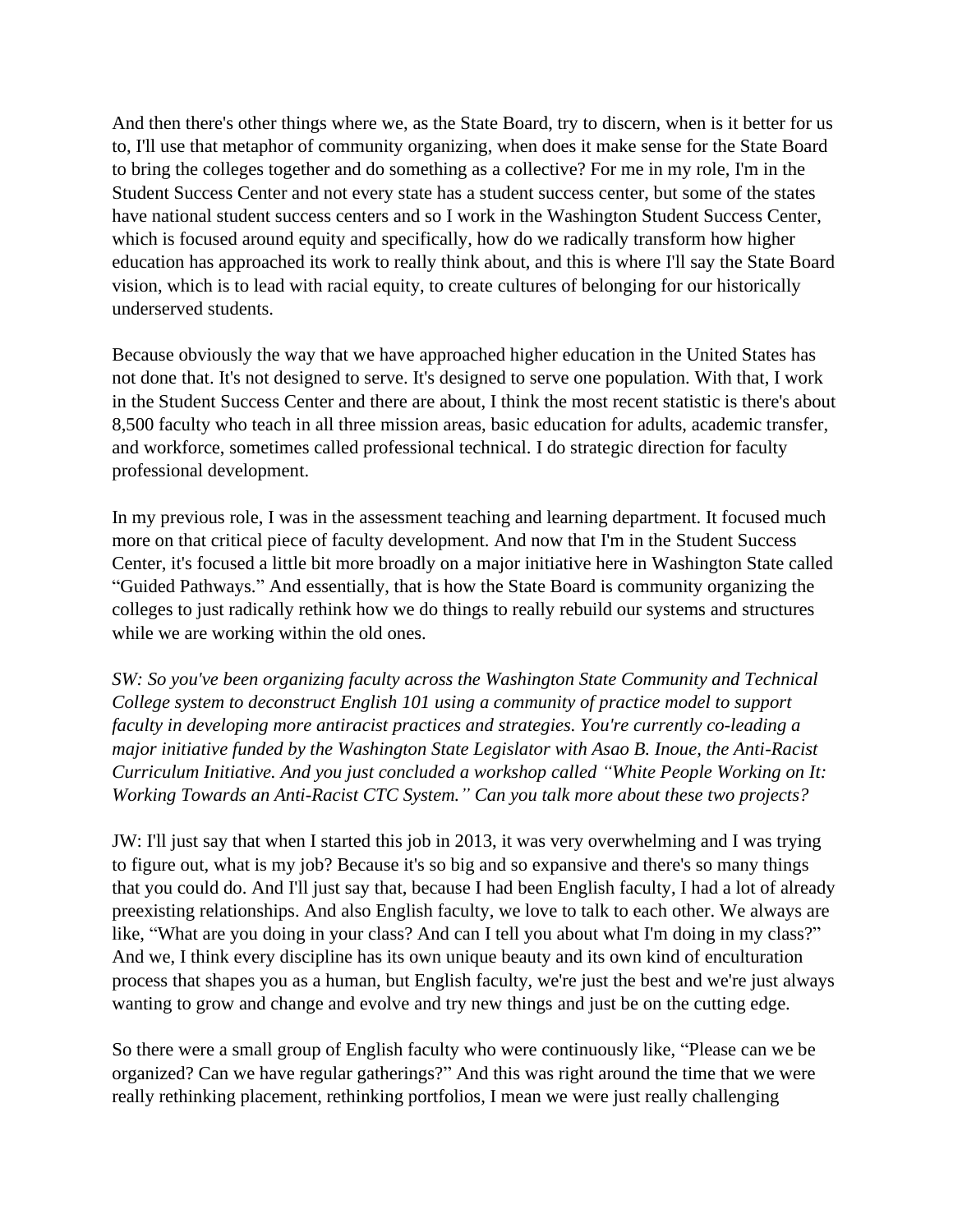And then there's other things where we, as the State Board, try to discern, when is it better for us to, I'll use that metaphor of community organizing, when does it make sense for the State Board to bring the colleges together and do something as a collective? For me in my role, I'm in the Student Success Center and not every state has a student success center, but some of the states have national student success centers and so I work in the Washington Student Success Center, which is focused around equity and specifically, how do we radically transform how higher education has approached its work to really think about, and this is where I'll say the State Board vision, which is to lead with racial equity, to create cultures of belonging for our historically underserved students.

Because obviously the way that we have approached higher education in the United States has not done that. It's not designed to serve. It's designed to serve one population. With that, I work in the Student Success Center and there are about, I think the most recent statistic is there's about 8,500 faculty who teach in all three mission areas, basic education for adults, academic transfer, and workforce, sometimes called professional technical. I do strategic direction for faculty professional development.

In my previous role, I was in the assessment teaching and learning department. It focused much more on that critical piece of faculty development. And now that I'm in the Student Success Center, it's focused a little bit more broadly on a major initiative here in Washington State called "Guided Pathways." And essentially, that is how the State Board is community organizing the colleges to just radically rethink how we do things to really rebuild our systems and structures while we are working within the old ones.

*SW: So you've been organizing faculty across the Washington State Community and Technical College system to deconstruct English 101 using a community of practice model to support faculty in developing more antiracist practices and strategies. You're currently co-leading a major initiative funded by the Washington State Legislator with Asao B. Inoue, the Anti-Racist Curriculum Initiative. And you just concluded a workshop called "White People Working on It: Working Towards an Anti-Racist CTC System." Can you talk more about these two projects?*

JW: I'll just say that when I started this job in 2013, it was very overwhelming and I was trying to figure out, what is my job? Because it's so big and so expansive and there's so many things that you could do. And I'll just say that, because I had been English faculty, I had a lot of already preexisting relationships. And also English faculty, we love to talk to each other. We always are like, "What are you doing in your class? And can I tell you about what I'm doing in my class?" And we, I think every discipline has its own unique beauty and its own kind of enculturation process that shapes you as a human, but English faculty, we're just the best and we're just always wanting to grow and change and evolve and try new things and just be on the cutting edge.

So there were a small group of English faculty who were continuously like, "Please can we be organized? Can we have regular gatherings?" And this was right around the time that we were really rethinking placement, rethinking portfolios, I mean we were just really challenging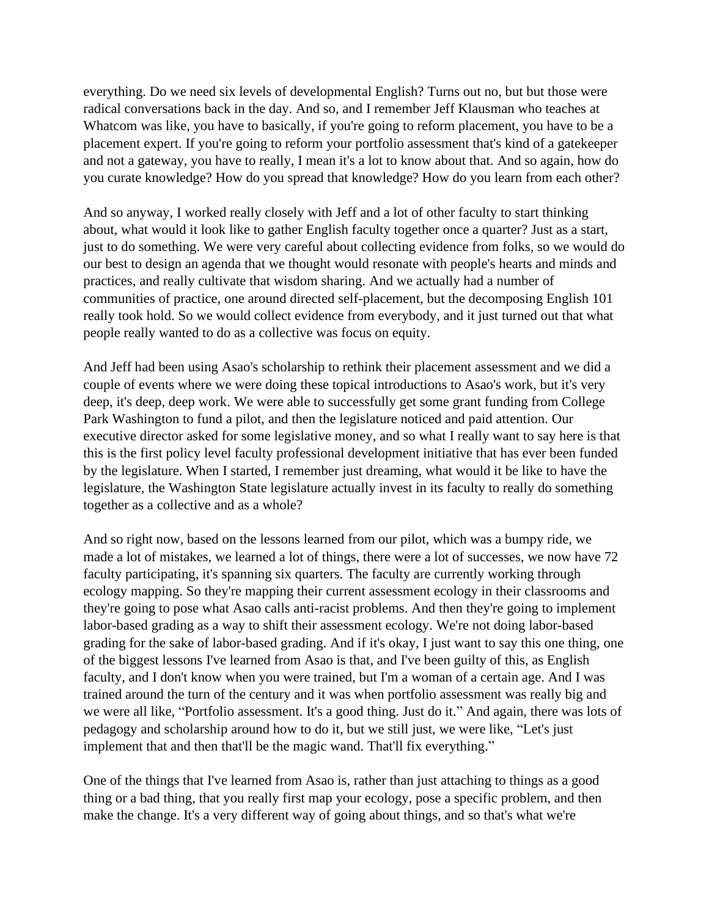everything. Do we need six levels of developmental English? Turns out no, but but those were radical conversations back in the day. And so, and I remember Jeff Klausman who teaches at Whatcom was like, you have to basically, if you're going to reform placement, you have to be a placement expert. If you're going to reform your portfolio assessment that's kind of a gatekeeper and not a gateway, you have to really, I mean it's a lot to know about that. And so again, how do you curate knowledge? How do you spread that knowledge? How do you learn from each other?

And so anyway, I worked really closely with Jeff and a lot of other faculty to start thinking about, what would it look like to gather English faculty together once a quarter? Just as a start, just to do something. We were very careful about collecting evidence from folks, so we would do our best to design an agenda that we thought would resonate with people's hearts and minds and practices, and really cultivate that wisdom sharing. And we actually had a number of communities of practice, one around directed self-placement, but the decomposing English 101 really took hold. So we would collect evidence from everybody, and it just turned out that what people really wanted to do as a collective was focus on equity.

And Jeff had been using Asao's scholarship to rethink their placement assessment and we did a couple of events where we were doing these topical introductions to Asao's work, but it's very deep, it's deep, deep work. We were able to successfully get some grant funding from College Park Washington to fund a pilot, and then the legislature noticed and paid attention. Our executive director asked for some legislative money, and so what I really want to say here is that this is the first policy level faculty professional development initiative that has ever been funded by the legislature. When I started, I remember just dreaming, what would it be like to have the legislature, the Washington State legislature actually invest in its faculty to really do something together as a collective and as a whole?

And so right now, based on the lessons learned from our pilot, which was a bumpy ride, we made a lot of mistakes, we learned a lot of things, there were a lot of successes, we now have 72 faculty participating, it's spanning six quarters. The faculty are currently working through ecology mapping. So they're mapping their current assessment ecology in their classrooms and they're going to pose what Asao calls anti-racist problems. And then they're going to implement labor-based grading as a way to shift their assessment ecology. We're not doing labor-based grading for the sake of labor-based grading. And if it's okay, I just want to say this one thing, one of the biggest lessons I've learned from Asao is that, and I've been guilty of this, as English faculty, and I don't know when you were trained, but I'm a woman of a certain age. And I was trained around the turn of the century and it was when portfolio assessment was really big and we were all like, "Portfolio assessment. It's a good thing. Just do it." And again, there was lots of pedagogy and scholarship around how to do it, but we still just, we were like, "Let's just implement that and then that'll be the magic wand. That'll fix everything."

One of the things that I've learned from Asao is, rather than just attaching to things as a good thing or a bad thing, that you really first map your ecology, pose a specific problem, and then make the change. It's a very different way of going about things, and so that's what we're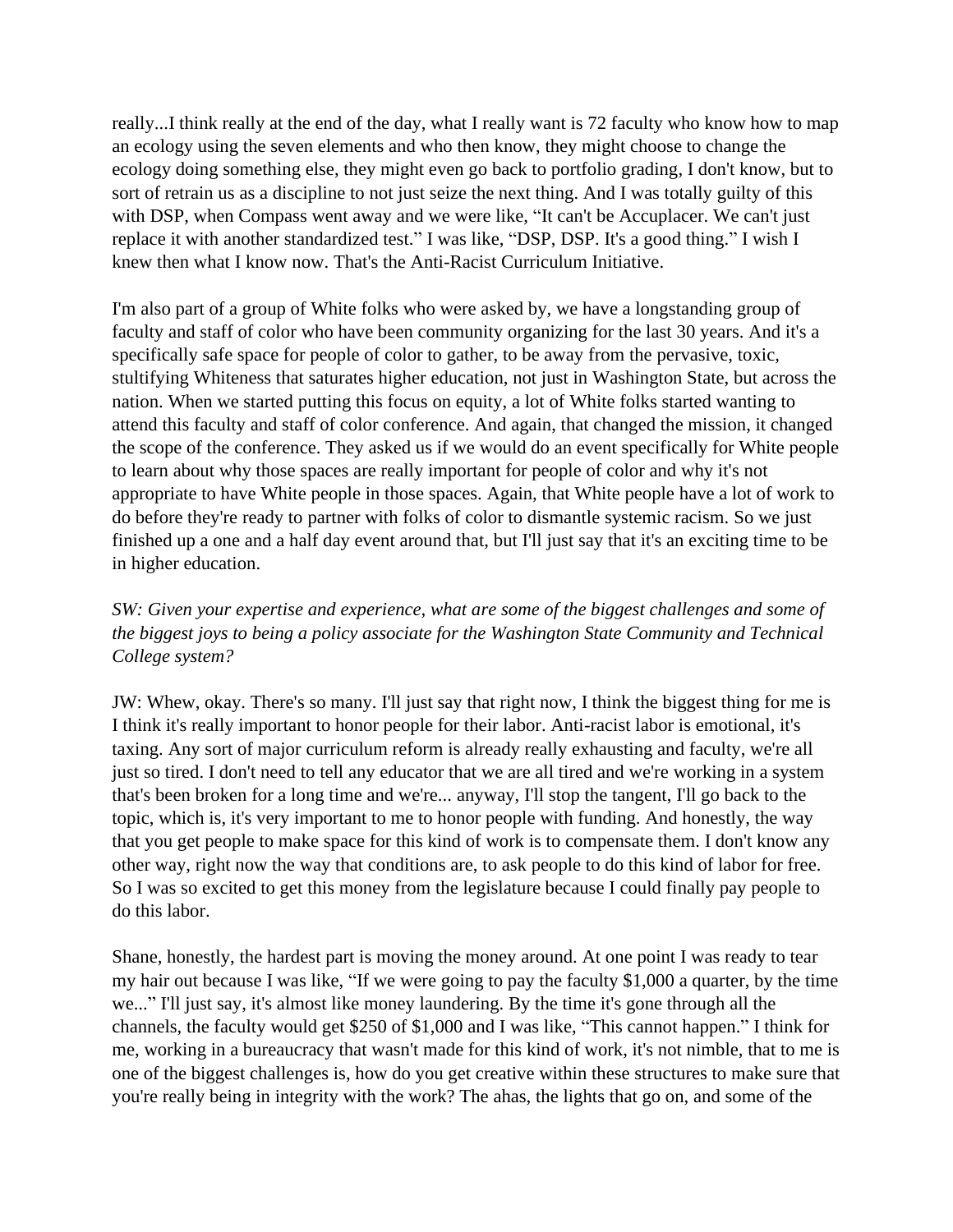really...I think really at the end of the day, what I really want is 72 faculty who know how to map an ecology using the seven elements and who then know, they might choose to change the ecology doing something else, they might even go back to portfolio grading, I don't know, but to sort of retrain us as a discipline to not just seize the next thing. And I was totally guilty of this with DSP, when Compass went away and we were like, "It can't be Accuplacer. We can't just replace it with another standardized test." I was like, "DSP, DSP. It's a good thing." I wish I knew then what I know now. That's the Anti-Racist Curriculum Initiative.

I'm also part of a group of White folks who were asked by, we have a longstanding group of faculty and staff of color who have been community organizing for the last 30 years. And it's a specifically safe space for people of color to gather, to be away from the pervasive, toxic, stultifying Whiteness that saturates higher education, not just in Washington State, but across the nation. When we started putting this focus on equity, a lot of White folks started wanting to attend this faculty and staff of color conference. And again, that changed the mission, it changed the scope of the conference. They asked us if we would do an event specifically for White people to learn about why those spaces are really important for people of color and why it's not appropriate to have White people in those spaces. Again, that White people have a lot of work to do before they're ready to partner with folks of color to dismantle systemic racism. So we just finished up a one and a half day event around that, but I'll just say that it's an exciting time to be in higher education.

*SW: Given your expertise and experience, what are some of the biggest challenges and some of the biggest joys to being a policy associate for the Washington State Community and Technical College system?*

JW: Whew, okay. There's so many. I'll just say that right now, I think the biggest thing for me is I think it's really important to honor people for their labor. Anti-racist labor is emotional, it's taxing. Any sort of major curriculum reform is already really exhausting and faculty, we're all just so tired. I don't need to tell any educator that we are all tired and we're working in a system that's been broken for a long time and we're... anyway, I'll stop the tangent, I'll go back to the topic, which is, it's very important to me to honor people with funding. And honestly, the way that you get people to make space for this kind of work is to compensate them. I don't know any other way, right now the way that conditions are, to ask people to do this kind of labor for free. So I was so excited to get this money from the legislature because I could finally pay people to do this labor.

Shane, honestly, the hardest part is moving the money around. At one point I was ready to tear my hair out because I was like, "If we were going to pay the faculty $1,000 a quarter, by the time we..." I'll just say, it's almost like money laundering. By the time it's gone through all the channels, the faculty would get $250 of $1,000 and I was like, "This cannot happen." I think for me, working in a bureaucracy that wasn't made for this kind of work, it's not nimble, that to me is one of the biggest challenges is, how do you get creative within these structures to make sure that you're really being in integrity with the work? The ahas, the lights that go on, and some of the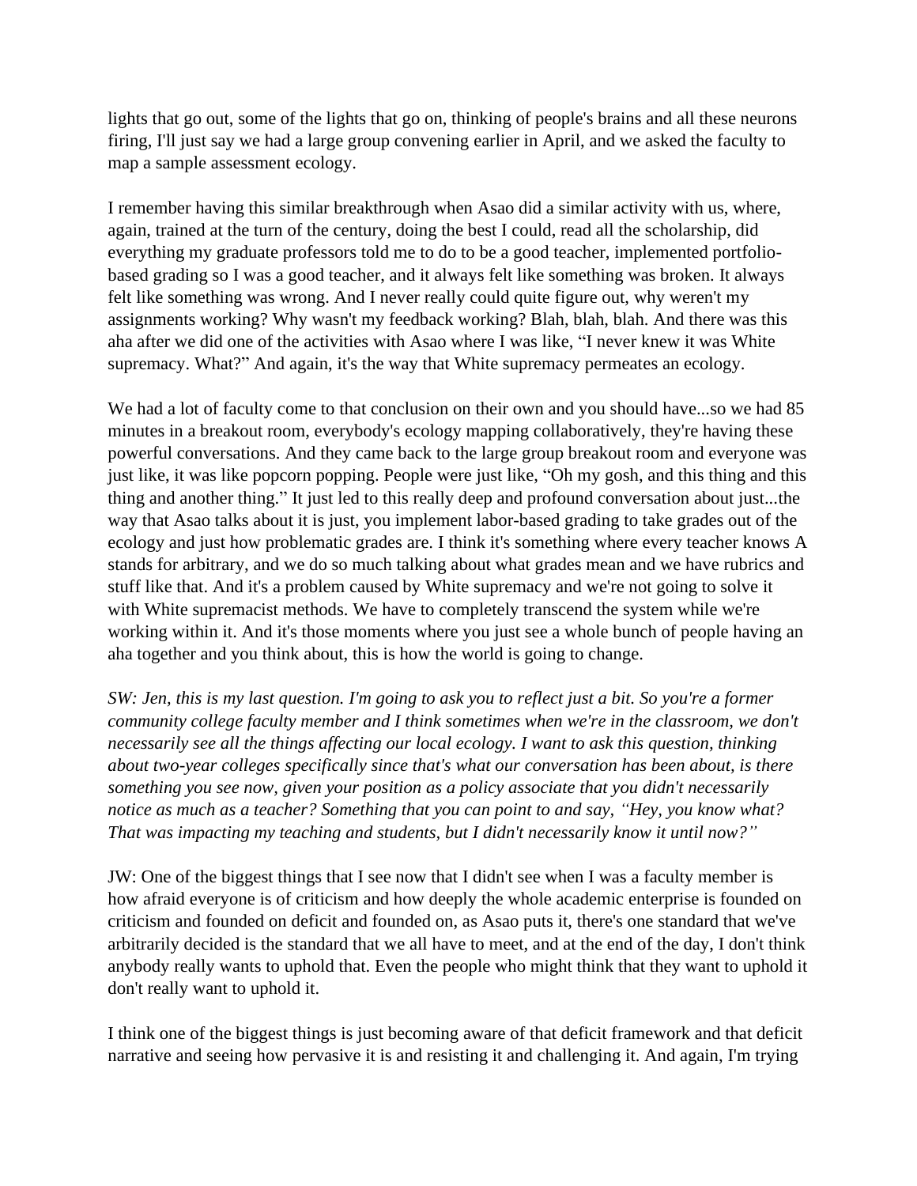lights that go out, some of the lights that go on, thinking of people's brains and all these neurons firing, I'll just say we had a large group convening earlier in April, and we asked the faculty to map a sample assessment ecology.

I remember having this similar breakthrough when Asao did a similar activity with us, where, again, trained at the turn of the century, doing the best I could, read all the scholarship, did everything my graduate professors told me to do to be a good teacher, implemented portfolio-based grading so I was a good teacher, and it always felt like something was broken. It always felt like something was wrong. And I never really could quite figure out, why weren't my assignments working? Why wasn't my feedback working? Blah, blah, blah. And there was this aha after we did one of the activities with Asao where I was like, "I never knew it was White supremacy. What?" And again, it's the way that White supremacy permeates an ecology.

We had a lot of faculty come to that conclusion on their own and you should have...so we had 85 minutes in a breakout room, everybody's ecology mapping collaboratively, they're having these powerful conversations. And they came back to the large group breakout room and everyone was just like, it was like popcorn popping. People were just like, "Oh my gosh, and this thing and this thing and another thing." It just led to this really deep and profound conversation about just...the way that Asao talks about it is just, you implement labor-based grading to take grades out of the ecology and just how problematic grades are. I think it's something where every teacher knows A stands for arbitrary, and we do so much talking about what grades mean and we have rubrics and stuff like that. And it's a problem caused by White supremacy and we're not going to solve it with White supremacist methods. We have to completely transcend the system while we're working within it. And it's those moments where you just see a whole bunch of people having an aha together and you think about, this is how the world is going to change.

*SW: Jen, this is my last question. I'm going to ask you to reflect just a bit. So you're a former community college faculty member and I think sometimes when we're in the classroom, we don't necessarily see all the things affecting our local ecology. I want to ask this question, thinking about two-year colleges specifically since that's what our conversation has been about, is there something you see now, given your position as a policy associate that you didn't necessarily notice as much as a teacher? Something that you can point to and say, "Hey, you know what? That was impacting my teaching and students, but I didn't necessarily know it until now?"*

JW: One of the biggest things that I see now that I didn't see when I was a faculty member is how afraid everyone is of criticism and how deeply the whole academic enterprise is founded on criticism and founded on deficit and founded on, as Asao puts it, there's one standard that we've arbitrarily decided is the standard that we all have to meet, and at the end of the day, I don't think anybody really wants to uphold that. Even the people who might think that they want to uphold it don't really want to uphold it.

I think one of the biggest things is just becoming aware of that deficit framework and that deficit narrative and seeing how pervasive it is and resisting it and challenging it. And again, I'm trying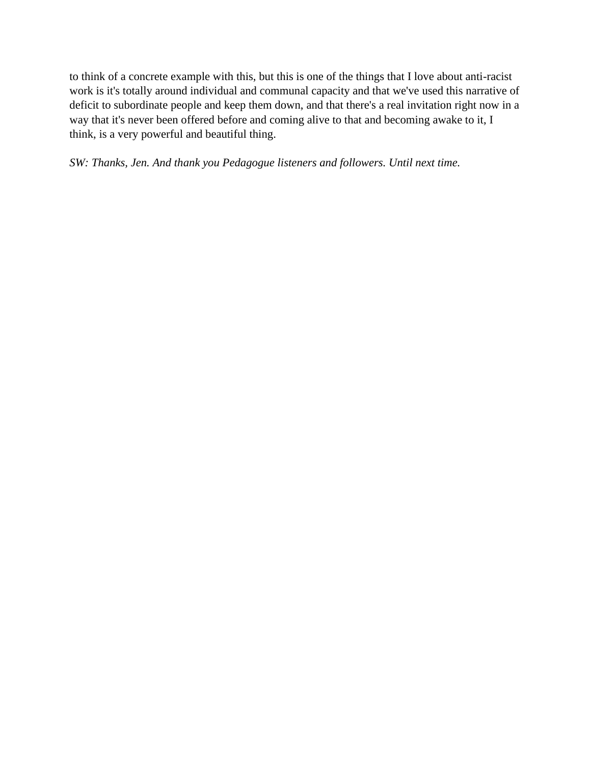to think of a concrete example with this, but this is one of the things that I love about anti-racist work is it's totally around individual and communal capacity and that we've used this narrative of deficit to subordinate people and keep them down, and that there's a real invitation right now in a way that it's never been offered before and coming alive to that and becoming awake to it, I think, is a very powerful and beautiful thing.

*SW: Thanks, Jen. And thank you Pedagogue listeners and followers. Until next time.*